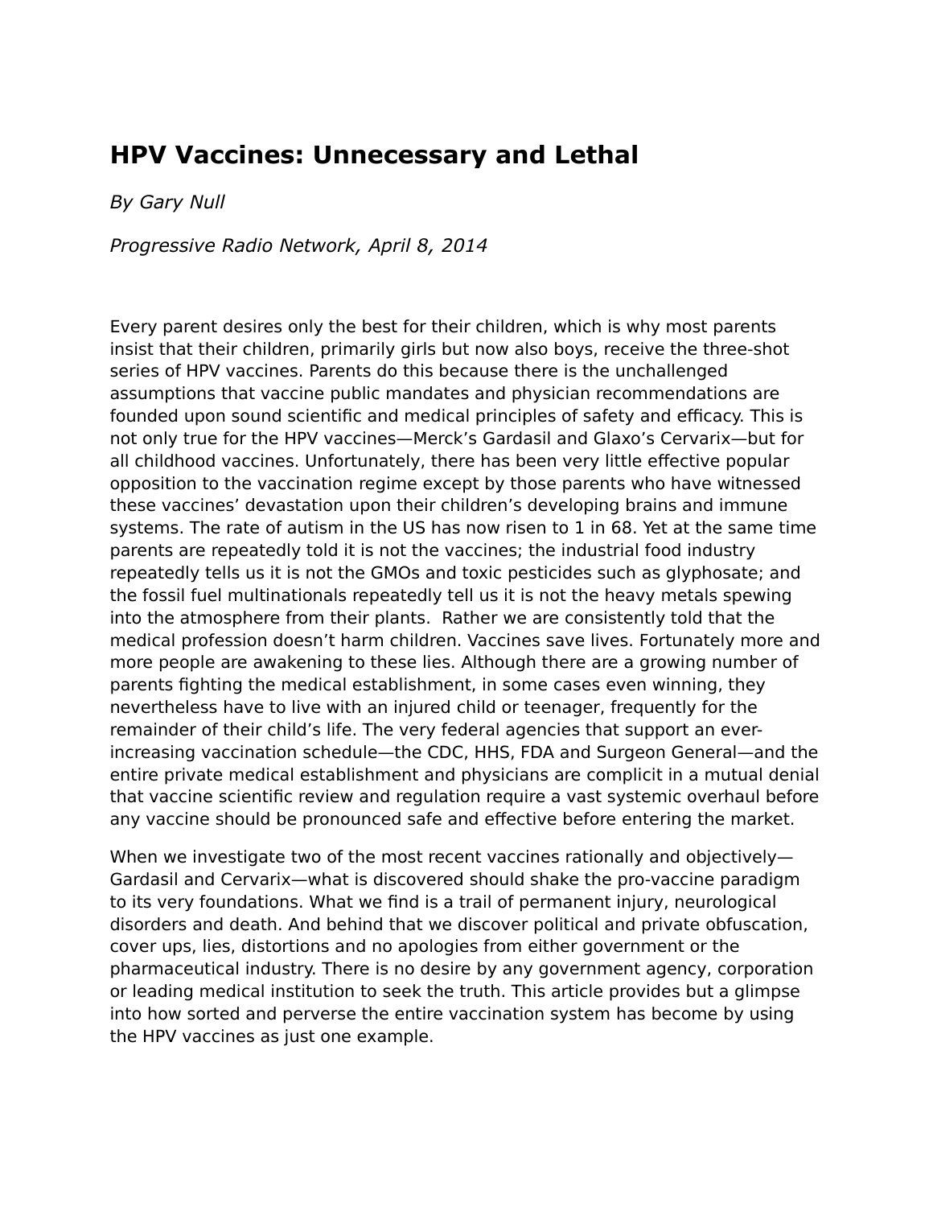# HPV Vaccines: Unnecessary and Lethal

*By Gary Null*

*Progressive Radio Network, April 8, 2014*

Every parent desires only the best for their children, which is why most parents insist that their children, primarily girls but now also boys, receive the three-shot series of HPV vaccines. Parents do this because there is the unchallenged assumptions that vaccine public mandates and physician recommendations are founded upon sound scientific and medical principles of safety and efficacy. This is not only true for the HPV vaccines—Merck's Gardasil and Glaxo's Cervarix—but for all childhood vaccines. Unfortunately, there has been very little effective popular opposition to the vaccination regime except by those parents who have witnessed these vaccines' devastation upon their children's developing brains and immune systems. The rate of autism in the US has now risen to 1 in 68. Yet at the same time parents are repeatedly told it is not the vaccines; the industrial food industry repeatedly tells us it is not the GMOs and toxic pesticides such as glyphosate; and the fossil fuel multinationals repeatedly tell us it is not the heavy metals spewing into the atmosphere from their plants.  Rather we are consistently told that the medical profession doesn't harm children. Vaccines save lives. Fortunately more and more people are awakening to these lies. Although there are a growing number of parents fighting the medical establishment, in some cases even winning, they nevertheless have to live with an injured child or teenager, frequently for the remainder of their child's life. The very federal agencies that support an ever-increasing vaccination schedule—the CDC, HHS, FDA and Surgeon General—and the entire private medical establishment and physicians are complicit in a mutual denial that vaccine scientific review and regulation require a vast systemic overhaul before any vaccine should be pronounced safe and effective before entering the market.

When we investigate two of the most recent vaccines rationally and objectively—Gardasil and Cervarix—what is discovered should shake the pro-vaccine paradigm to its very foundations. What we find is a trail of permanent injury, neurological disorders and death. And behind that we discover political and private obfuscation, cover ups, lies, distortions and no apologies from either government or the pharmaceutical industry. There is no desire by any government agency, corporation or leading medical institution to seek the truth. This article provides but a glimpse into how sorted and perverse the entire vaccination system has become by using the HPV vaccines as just one example.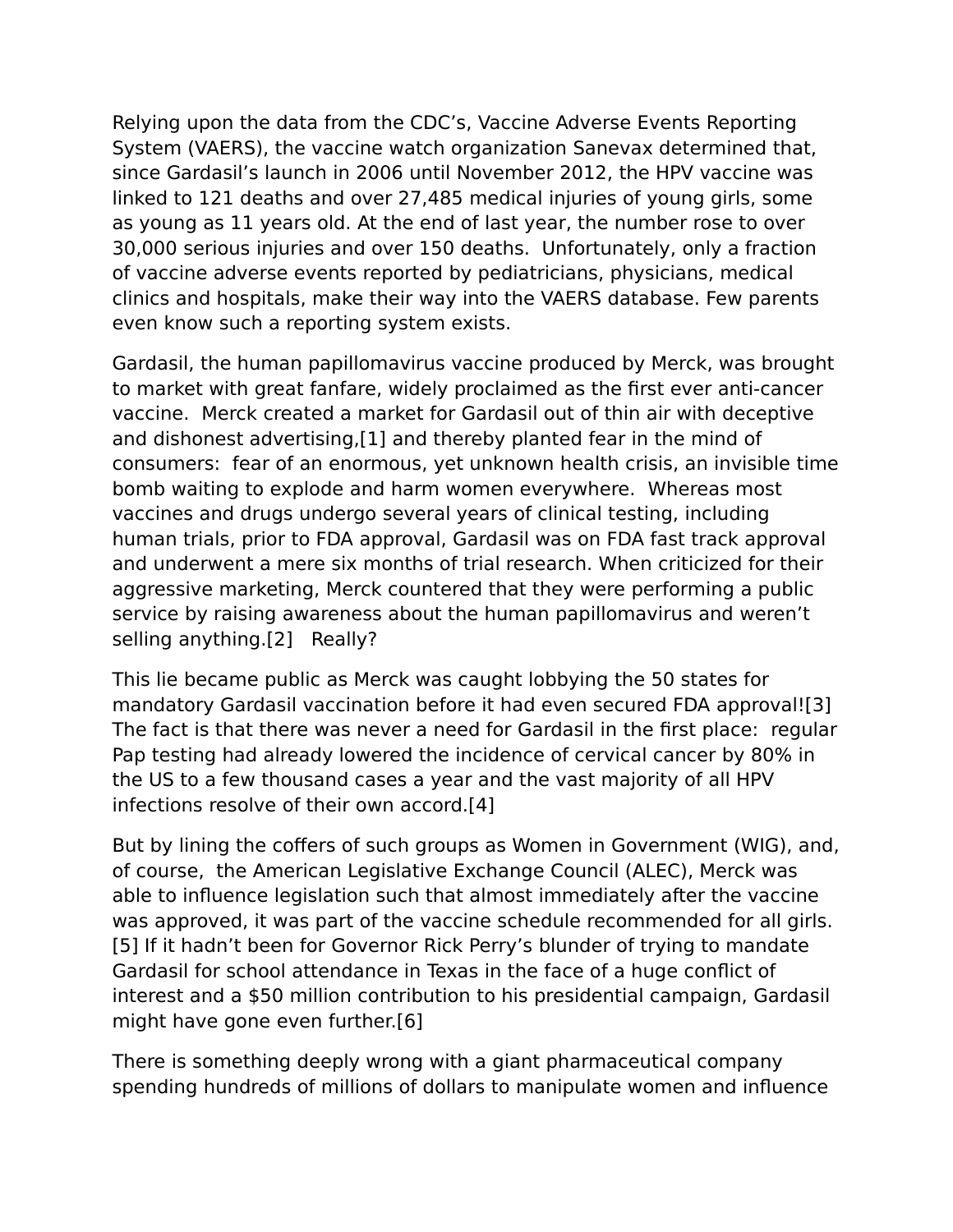Relying upon the data from the CDC's, Vaccine Adverse Events Reporting System (VAERS), the vaccine watch organization Sanevax determined that, since Gardasil's launch in 2006 until November 2012, the HPV vaccine was linked to 121 deaths and over 27,485 medical injuries of young girls, some as young as 11 years old. At the end of last year, the number rose to over 30,000 serious injuries and over 150 deaths.  Unfortunately, only a fraction of vaccine adverse events reported by pediatricians, physicians, medical clinics and hospitals, make their way into the VAERS database. Few parents even know such a reporting system exists.

Gardasil, the human papillomavirus vaccine produced by Merck, was brought to market with great fanfare, widely proclaimed as the first ever anti-cancer vaccine.  Merck created a market for Gardasil out of thin air with deceptive and dishonest advertising,[1] and thereby planted fear in the mind of consumers:  fear of an enormous, yet unknown health crisis, an invisible time bomb waiting to explode and harm women everywhere.  Whereas most vaccines and drugs undergo several years of clinical testing, including human trials, prior to FDA approval, Gardasil was on FDA fast track approval and underwent a mere six months of trial research. When criticized for their aggressive marketing, Merck countered that they were performing a public service by raising awareness about the human papillomavirus and weren't selling anything.[2]   Really?

This lie became public as Merck was caught lobbying the 50 states for mandatory Gardasil vaccination before it had even secured FDA approval![3] The fact is that there was never a need for Gardasil in the first place:  regular Pap testing had already lowered the incidence of cervical cancer by 80% in the US to a few thousand cases a year and the vast majority of all HPV infections resolve of their own accord.[4]

But by lining the coffers of such groups as Women in Government (WIG), and, of course,  the American Legislative Exchange Council (ALEC), Merck was able to influence legislation such that almost immediately after the vaccine was approved, it was part of the vaccine schedule recommended for all girls.[5] If it hadn't been for Governor Rick Perry's blunder of trying to mandate Gardasil for school attendance in Texas in the face of a huge conflict of interest and a $50 million contribution to his presidential campaign, Gardasil might have gone even further.[6]

There is something deeply wrong with a giant pharmaceutical company spending hundreds of millions of dollars to manipulate women and influence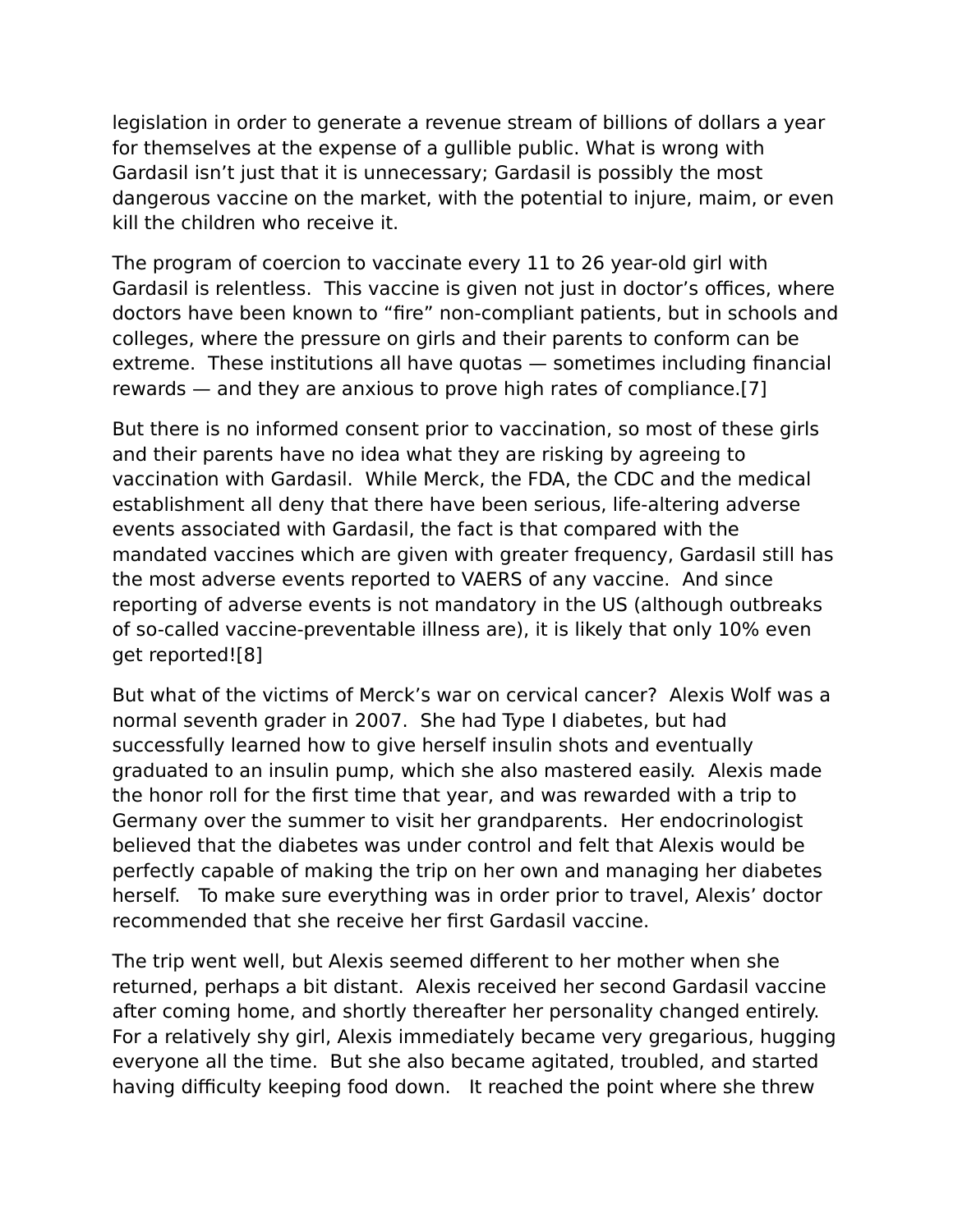legislation in order to generate a revenue stream of billions of dollars a year for themselves at the expense of a gullible public. What is wrong with Gardasil isn't just that it is unnecessary; Gardasil is possibly the most dangerous vaccine on the market, with the potential to injure, maim, or even kill the children who receive it.

The program of coercion to vaccinate every 11 to 26 year-old girl with Gardasil is relentless. This vaccine is given not just in doctor's offices, where doctors have been known to "fire" non-compliant patients, but in schools and colleges, where the pressure on girls and their parents to conform can be extreme. These institutions all have quotas — sometimes including financial rewards — and they are anxious to prove high rates of compliance.[7]

But there is no informed consent prior to vaccination, so most of these girls and their parents have no idea what they are risking by agreeing to vaccination with Gardasil. While Merck, the FDA, the CDC and the medical establishment all deny that there have been serious, life-altering adverse events associated with Gardasil, the fact is that compared with the mandated vaccines which are given with greater frequency, Gardasil still has the most adverse events reported to VAERS of any vaccine. And since reporting of adverse events is not mandatory in the US (although outbreaks of so-called vaccine-preventable illness are), it is likely that only 10% even get reported![8]

But what of the victims of Merck's war on cervical cancer? Alexis Wolf was a normal seventh grader in 2007. She had Type I diabetes, but had successfully learned how to give herself insulin shots and eventually graduated to an insulin pump, which she also mastered easily. Alexis made the honor roll for the first time that year, and was rewarded with a trip to Germany over the summer to visit her grandparents. Her endocrinologist believed that the diabetes was under control and felt that Alexis would be perfectly capable of making the trip on her own and managing her diabetes herself. To make sure everything was in order prior to travel, Alexis' doctor recommended that she receive her first Gardasil vaccine.

The trip went well, but Alexis seemed different to her mother when she returned, perhaps a bit distant. Alexis received her second Gardasil vaccine after coming home, and shortly thereafter her personality changed entirely. For a relatively shy girl, Alexis immediately became very gregarious, hugging everyone all the time. But she also became agitated, troubled, and started having difficulty keeping food down. It reached the point where she threw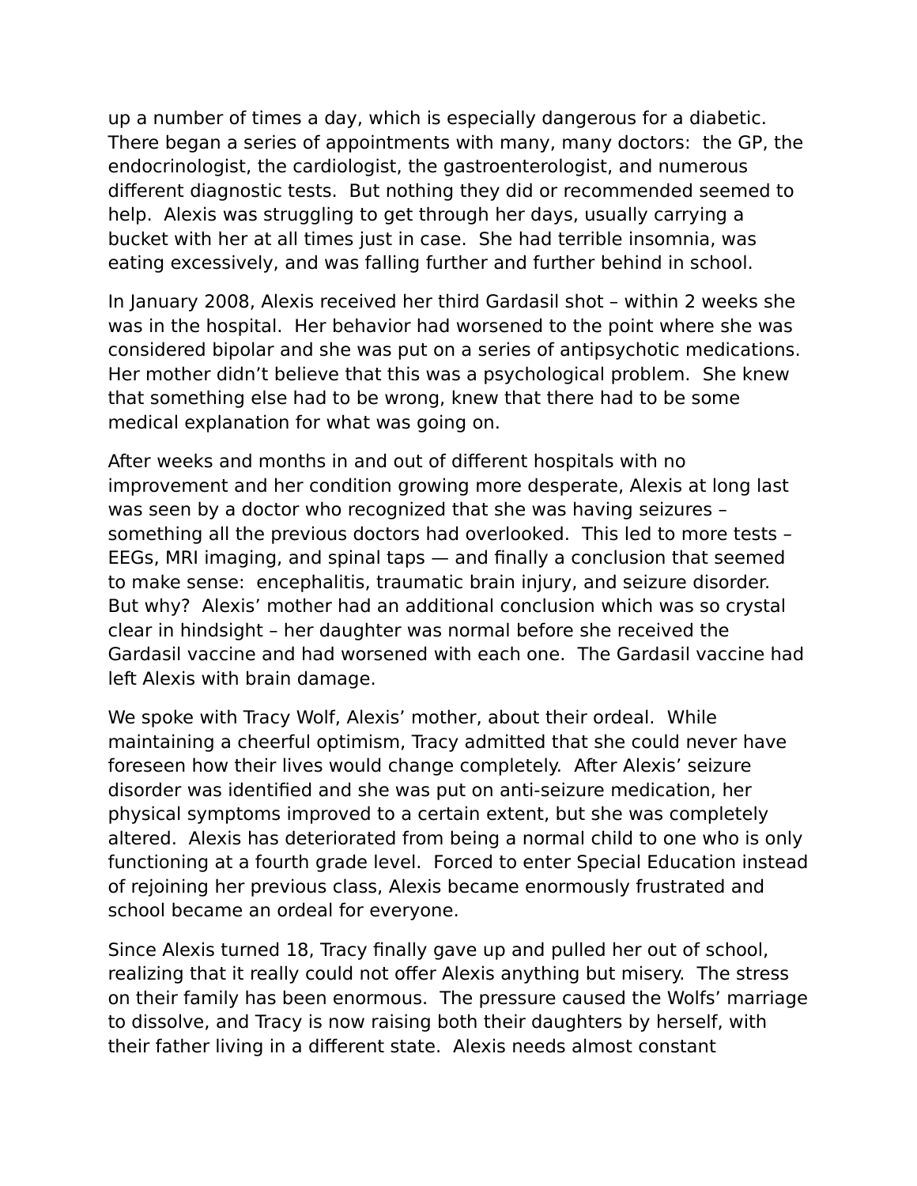up a number of times a day, which is especially dangerous for a diabetic. There began a series of appointments with many, many doctors: the GP, the endocrinologist, the cardiologist, the gastroenterologist, and numerous different diagnostic tests. But nothing they did or recommended seemed to help. Alexis was struggling to get through her days, usually carrying a bucket with her at all times just in case. She had terrible insomnia, was eating excessively, and was falling further and further behind in school.

In January 2008, Alexis received her third Gardasil shot – within 2 weeks she was in the hospital. Her behavior had worsened to the point where she was considered bipolar and she was put on a series of antipsychotic medications. Her mother didn't believe that this was a psychological problem. She knew that something else had to be wrong, knew that there had to be some medical explanation for what was going on.

After weeks and months in and out of different hospitals with no improvement and her condition growing more desperate, Alexis at long last was seen by a doctor who recognized that she was having seizures – something all the previous doctors had overlooked. This led to more tests – EEGs, MRI imaging, and spinal taps — and finally a conclusion that seemed to make sense: encephalitis, traumatic brain injury, and seizure disorder. But why? Alexis' mother had an additional conclusion which was so crystal clear in hindsight – her daughter was normal before she received the Gardasil vaccine and had worsened with each one. The Gardasil vaccine had left Alexis with brain damage.

We spoke with Tracy Wolf, Alexis' mother, about their ordeal. While maintaining a cheerful optimism, Tracy admitted that she could never have foreseen how their lives would change completely. After Alexis' seizure disorder was identified and she was put on anti-seizure medication, her physical symptoms improved to a certain extent, but she was completely altered. Alexis has deteriorated from being a normal child to one who is only functioning at a fourth grade level. Forced to enter Special Education instead of rejoining her previous class, Alexis became enormously frustrated and school became an ordeal for everyone.

Since Alexis turned 18, Tracy finally gave up and pulled her out of school, realizing that it really could not offer Alexis anything but misery. The stress on their family has been enormous. The pressure caused the Wolfs' marriage to dissolve, and Tracy is now raising both their daughters by herself, with their father living in a different state. Alexis needs almost constant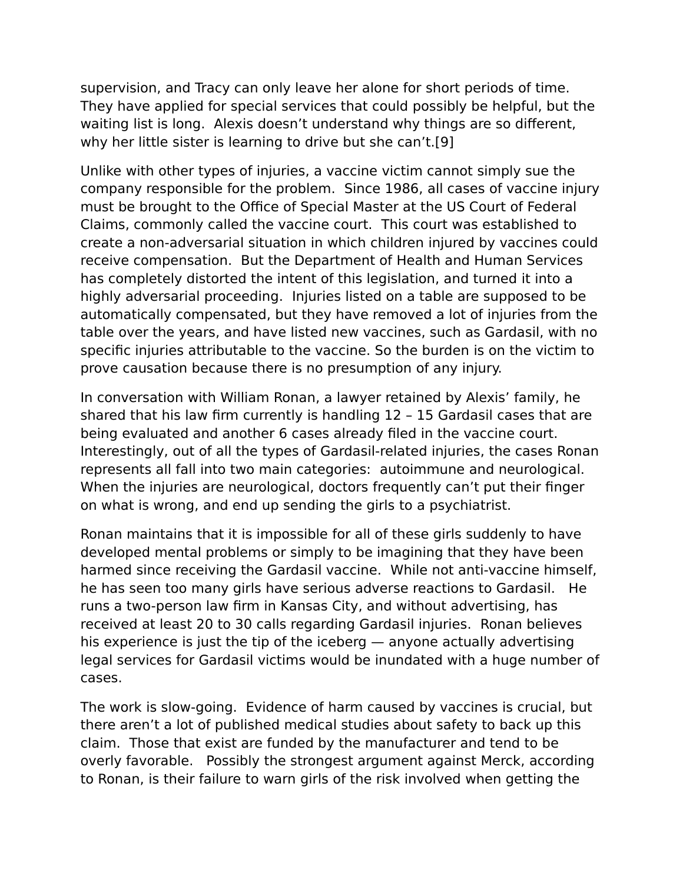supervision, and Tracy can only leave her alone for short periods of time. They have applied for special services that could possibly be helpful, but the waiting list is long. Alexis doesn't understand why things are so different, why her little sister is learning to drive but she can't.[9]

Unlike with other types of injuries, a vaccine victim cannot simply sue the company responsible for the problem. Since 1986, all cases of vaccine injury must be brought to the Office of Special Master at the US Court of Federal Claims, commonly called the vaccine court. This court was established to create a non-adversarial situation in which children injured by vaccines could receive compensation. But the Department of Health and Human Services has completely distorted the intent of this legislation, and turned it into a highly adversarial proceeding. Injuries listed on a table are supposed to be automatically compensated, but they have removed a lot of injuries from the table over the years, and have listed new vaccines, such as Gardasil, with no specific injuries attributable to the vaccine. So the burden is on the victim to prove causation because there is no presumption of any injury.

In conversation with William Ronan, a lawyer retained by Alexis' family, he shared that his law firm currently is handling 12 – 15 Gardasil cases that are being evaluated and another 6 cases already filed in the vaccine court. Interestingly, out of all the types of Gardasil-related injuries, the cases Ronan represents all fall into two main categories: autoimmune and neurological. When the injuries are neurological, doctors frequently can't put their finger on what is wrong, and end up sending the girls to a psychiatrist.

Ronan maintains that it is impossible for all of these girls suddenly to have developed mental problems or simply to be imagining that they have been harmed since receiving the Gardasil vaccine. While not anti-vaccine himself, he has seen too many girls have serious adverse reactions to Gardasil. He runs a two-person law firm in Kansas City, and without advertising, has received at least 20 to 30 calls regarding Gardasil injuries. Ronan believes his experience is just the tip of the iceberg — anyone actually advertising legal services for Gardasil victims would be inundated with a huge number of cases.

The work is slow-going. Evidence of harm caused by vaccines is crucial, but there aren't a lot of published medical studies about safety to back up this claim. Those that exist are funded by the manufacturer and tend to be overly favorable. Possibly the strongest argument against Merck, according to Ronan, is their failure to warn girls of the risk involved when getting the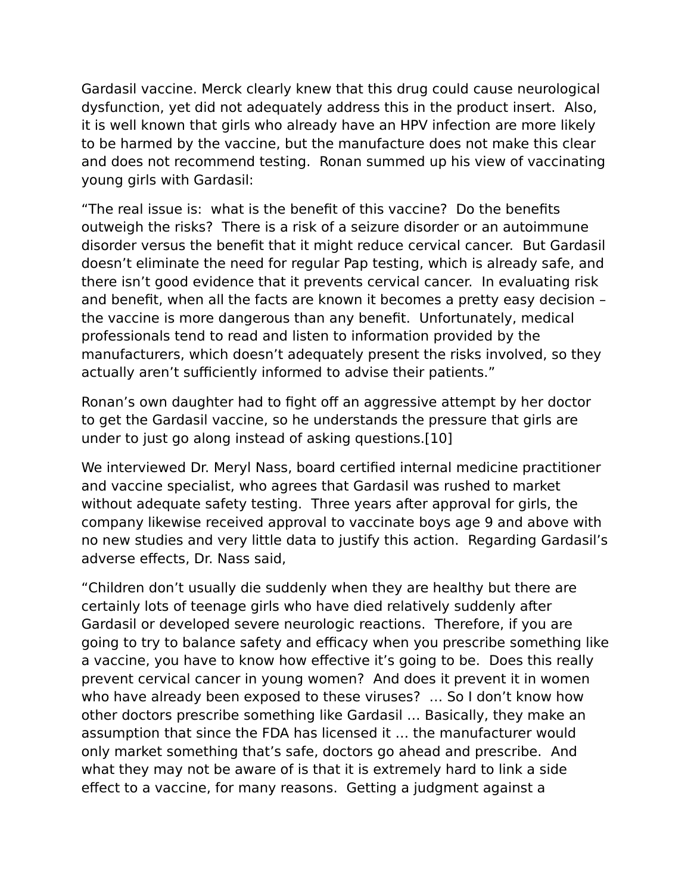Gardasil vaccine. Merck clearly knew that this drug could cause neurological dysfunction, yet did not adequately address this in the product insert. Also, it is well known that girls who already have an HPV infection are more likely to be harmed by the vaccine, but the manufacture does not make this clear and does not recommend testing. Ronan summed up his view of vaccinating young girls with Gardasil:

"The real issue is: what is the benefit of this vaccine? Do the benefits outweigh the risks? There is a risk of a seizure disorder or an autoimmune disorder versus the benefit that it might reduce cervical cancer. But Gardasil doesn't eliminate the need for regular Pap testing, which is already safe, and there isn't good evidence that it prevents cervical cancer. In evaluating risk and benefit, when all the facts are known it becomes a pretty easy decision – the vaccine is more dangerous than any benefit. Unfortunately, medical professionals tend to read and listen to information provided by the manufacturers, which doesn't adequately present the risks involved, so they actually aren't sufficiently informed to advise their patients."

Ronan's own daughter had to fight off an aggressive attempt by her doctor to get the Gardasil vaccine, so he understands the pressure that girls are under to just go along instead of asking questions.[10]

We interviewed Dr. Meryl Nass, board certified internal medicine practitioner and vaccine specialist, who agrees that Gardasil was rushed to market without adequate safety testing. Three years after approval for girls, the company likewise received approval to vaccinate boys age 9 and above with no new studies and very little data to justify this action. Regarding Gardasil's adverse effects, Dr. Nass said,

"Children don't usually die suddenly when they are healthy but there are certainly lots of teenage girls who have died relatively suddenly after Gardasil or developed severe neurologic reactions. Therefore, if you are going to try to balance safety and efficacy when you prescribe something like a vaccine, you have to know how effective it's going to be. Does this really prevent cervical cancer in young women? And does it prevent it in women who have already been exposed to these viruses? … So I don't know how other doctors prescribe something like Gardasil … Basically, they make an assumption that since the FDA has licensed it … the manufacturer would only market something that's safe, doctors go ahead and prescribe. And what they may not be aware of is that it is extremely hard to link a side effect to a vaccine, for many reasons. Getting a judgment against a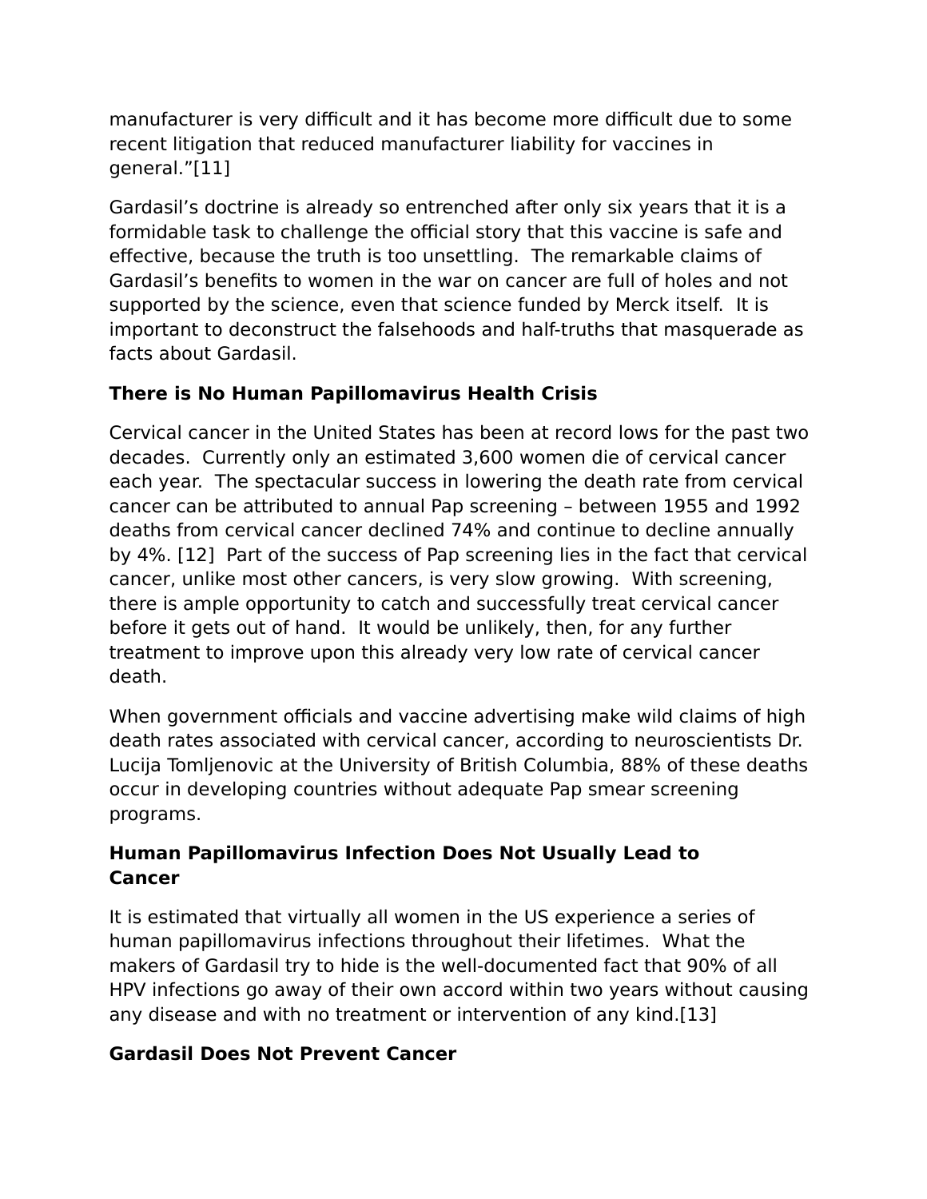manufacturer is very difficult and it has become more difficult due to some recent litigation that reduced manufacturer liability for vaccines in general."[11]

Gardasil's doctrine is already so entrenched after only six years that it is a formidable task to challenge the official story that this vaccine is safe and effective, because the truth is too unsettling.  The remarkable claims of Gardasil's benefits to women in the war on cancer are full of holes and not supported by the science, even that science funded by Merck itself.  It is important to deconstruct the falsehoods and half-truths that masquerade as facts about Gardasil.

### There is No Human Papillomavirus Health Crisis

Cervical cancer in the United States has been at record lows for the past two decades.  Currently only an estimated 3,600 women die of cervical cancer each year.  The spectacular success in lowering the death rate from cervical cancer can be attributed to annual Pap screening – between 1955 and 1992 deaths from cervical cancer declined 74% and continue to decline annually by 4%. [12]  Part of the success of Pap screening lies in the fact that cervical cancer, unlike most other cancers, is very slow growing.  With screening, there is ample opportunity to catch and successfully treat cervical cancer before it gets out of hand.  It would be unlikely, then, for any further treatment to improve upon this already very low rate of cervical cancer death.

When government officials and vaccine advertising make wild claims of high death rates associated with cervical cancer, according to neuroscientists Dr. Lucija Tomljenovic at the University of British Columbia, 88% of these deaths occur in developing countries without adequate Pap smear screening programs.

### Human Papillomavirus Infection Does Not Usually Lead to Cancer

It is estimated that virtually all women in the US experience a series of human papillomavirus infections throughout their lifetimes.  What the makers of Gardasil try to hide is the well-documented fact that 90% of all HPV infections go away of their own accord within two years without causing any disease and with no treatment or intervention of any kind.[13]

### Gardasil Does Not Prevent Cancer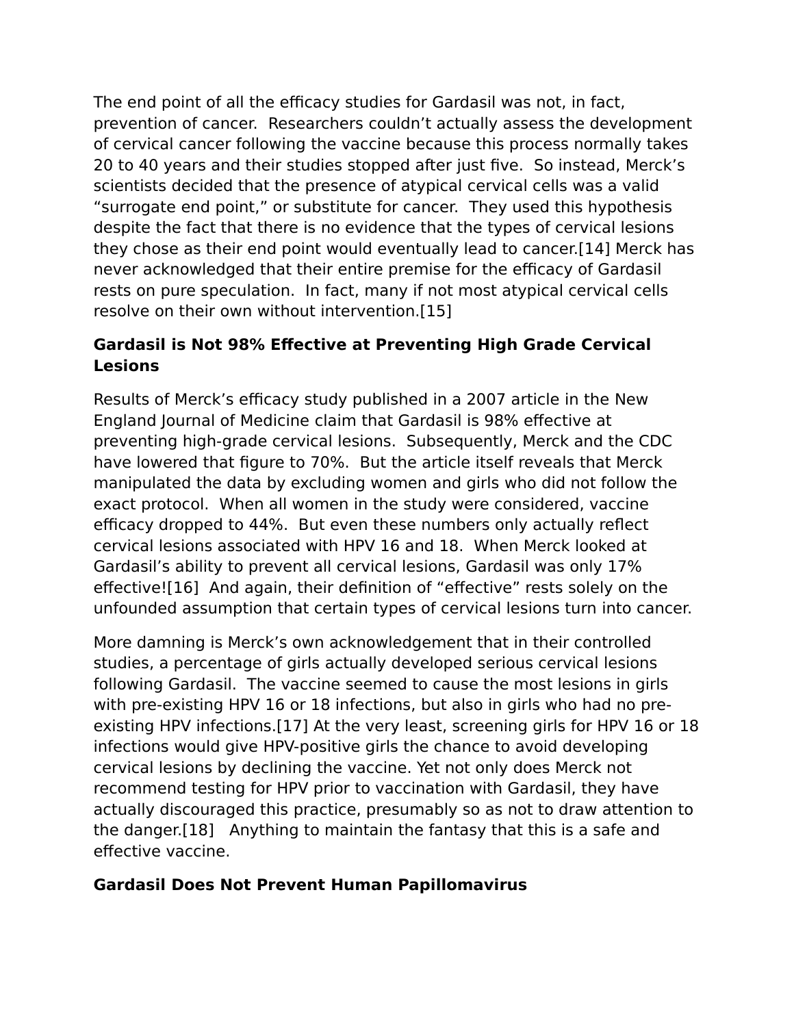The end point of all the efficacy studies for Gardasil was not, in fact, prevention of cancer. Researchers couldn't actually assess the development of cervical cancer following the vaccine because this process normally takes 20 to 40 years and their studies stopped after just five. So instead, Merck's scientists decided that the presence of atypical cervical cells was a valid "surrogate end point," or substitute for cancer. They used this hypothesis despite the fact that there is no evidence that the types of cervical lesions they chose as their end point would eventually lead to cancer.[14] Merck has never acknowledged that their entire premise for the efficacy of Gardasil rests on pure speculation. In fact, many if not most atypical cervical cells resolve on their own without intervention.[15]

### Gardasil is Not 98% Effective at Preventing High Grade Cervical Lesions

Results of Merck's efficacy study published in a 2007 article in the New England Journal of Medicine claim that Gardasil is 98% effective at preventing high-grade cervical lesions. Subsequently, Merck and the CDC have lowered that figure to 70%. But the article itself reveals that Merck manipulated the data by excluding women and girls who did not follow the exact protocol. When all women in the study were considered, vaccine efficacy dropped to 44%. But even these numbers only actually reflect cervical lesions associated with HPV 16 and 18. When Merck looked at Gardasil's ability to prevent all cervical lesions, Gardasil was only 17% effective![16] And again, their definition of "effective" rests solely on the unfounded assumption that certain types of cervical lesions turn into cancer.

More damning is Merck's own acknowledgement that in their controlled studies, a percentage of girls actually developed serious cervical lesions following Gardasil. The vaccine seemed to cause the most lesions in girls with pre-existing HPV 16 or 18 infections, but also in girls who had no pre-existing HPV infections.[17] At the very least, screening girls for HPV 16 or 18 infections would give HPV-positive girls the chance to avoid developing cervical lesions by declining the vaccine. Yet not only does Merck not recommend testing for HPV prior to vaccination with Gardasil, they have actually discouraged this practice, presumably so as not to draw attention to the danger.[18] Anything to maintain the fantasy that this is a safe and effective vaccine.

### Gardasil Does Not Prevent Human Papillomavirus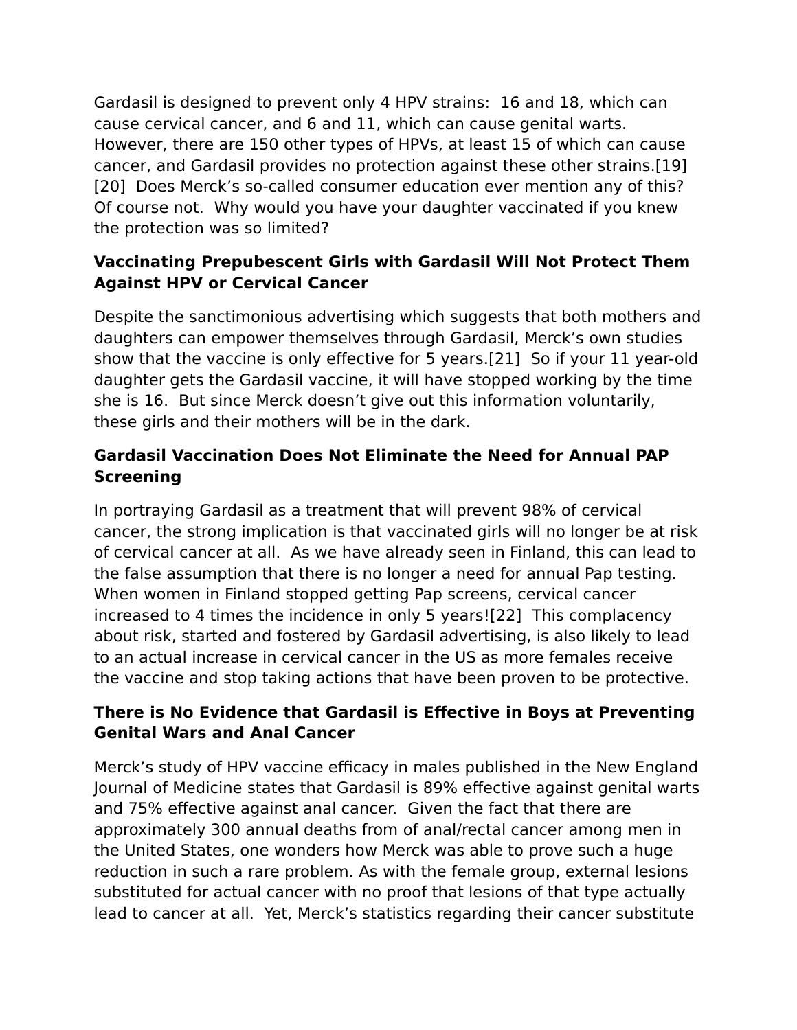Gardasil is designed to prevent only 4 HPV strains: 16 and 18, which can cause cervical cancer, and 6 and 11, which can cause genital warts. However, there are 150 other types of HPVs, at least 15 of which can cause cancer, and Gardasil provides no protection against these other strains.[19] [20] Does Merck's so-called consumer education ever mention any of this? Of course not. Why would you have your daughter vaccinated if you knew the protection was so limited?

### Vaccinating Prepubescent Girls with Gardasil Will Not Protect Them Against HPV or Cervical Cancer

Despite the sanctimonious advertising which suggests that both mothers and daughters can empower themselves through Gardasil, Merck's own studies show that the vaccine is only effective for 5 years.[21] So if your 11 year-old daughter gets the Gardasil vaccine, it will have stopped working by the time she is 16. But since Merck doesn't give out this information voluntarily, these girls and their mothers will be in the dark.

### Gardasil Vaccination Does Not Eliminate the Need for Annual PAP Screening

In portraying Gardasil as a treatment that will prevent 98% of cervical cancer, the strong implication is that vaccinated girls will no longer be at risk of cervical cancer at all. As we have already seen in Finland, this can lead to the false assumption that there is no longer a need for annual Pap testing. When women in Finland stopped getting Pap screens, cervical cancer increased to 4 times the incidence in only 5 years![22] This complacency about risk, started and fostered by Gardasil advertising, is also likely to lead to an actual increase in cervical cancer in the US as more females receive the vaccine and stop taking actions that have been proven to be protective.

### There is No Evidence that Gardasil is Effective in Boys at Preventing Genital Wars and Anal Cancer

Merck's study of HPV vaccine efficacy in males published in the New England Journal of Medicine states that Gardasil is 89% effective against genital warts and 75% effective against anal cancer. Given the fact that there are approximately 300 annual deaths from of anal/rectal cancer among men in the United States, one wonders how Merck was able to prove such a huge reduction in such a rare problem. As with the female group, external lesions substituted for actual cancer with no proof that lesions of that type actually lead to cancer at all. Yet, Merck's statistics regarding their cancer substitute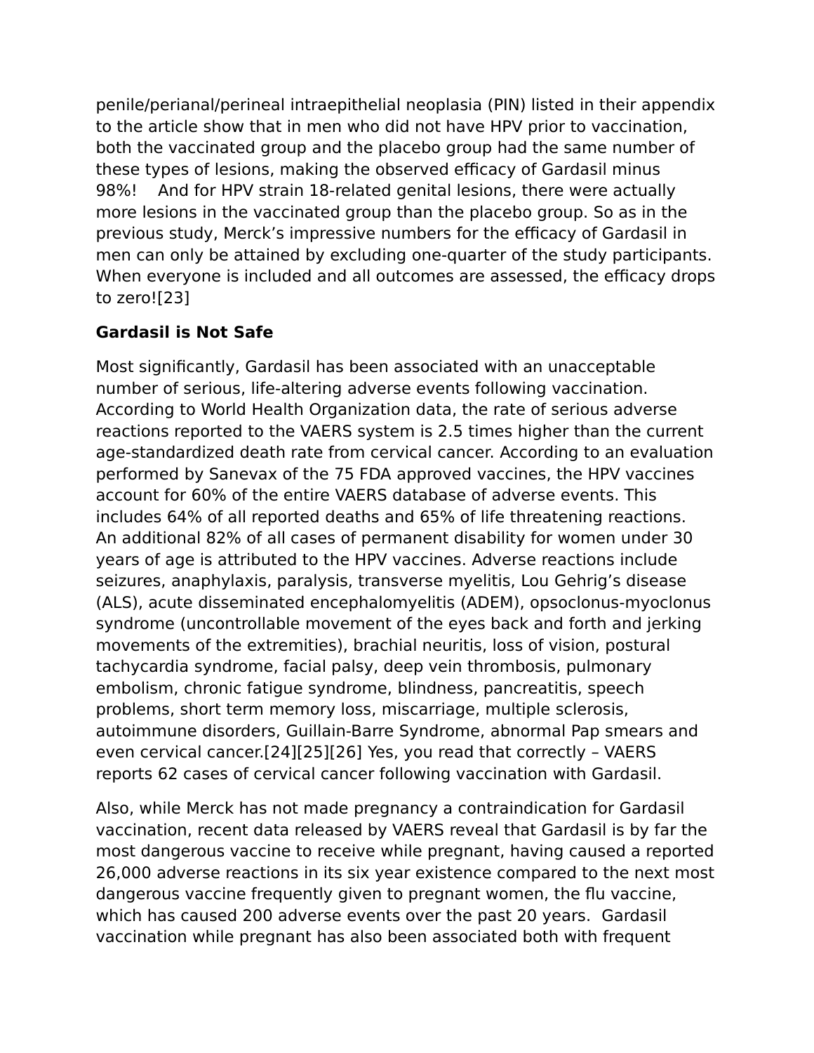penile/perianal/perineal intraepithelial neoplasia (PIN) listed in their appendix to the article show that in men who did not have HPV prior to vaccination, both the vaccinated group and the placebo group had the same number of these types of lesions, making the observed efficacy of Gardasil minus 98%!   And for HPV strain 18-related genital lesions, there were actually more lesions in the vaccinated group than the placebo group. So as in the previous study, Merck's impressive numbers for the efficacy of Gardasil in men can only be attained by excluding one-quarter of the study participants. When everyone is included and all outcomes are assessed, the efficacy drops to zero![23]

**Gardasil is Not Safe**

Most significantly, Gardasil has been associated with an unacceptable number of serious, life-altering adverse events following vaccination. According to World Health Organization data, the rate of serious adverse reactions reported to the VAERS system is 2.5 times higher than the current age-standardized death rate from cervical cancer. According to an evaluation performed by Sanevax of the 75 FDA approved vaccines, the HPV vaccines account for 60% of the entire VAERS database of adverse events. This includes 64% of all reported deaths and 65% of life threatening reactions. An additional 82% of all cases of permanent disability for women under 30 years of age is attributed to the HPV vaccines. Adverse reactions include seizures, anaphylaxis, paralysis, transverse myelitis, Lou Gehrig's disease (ALS), acute disseminated encephalomyelitis (ADEM), opsoclonus-myoclonus syndrome (uncontrollable movement of the eyes back and forth and jerking movements of the extremities), brachial neuritis, loss of vision, postural tachycardia syndrome, facial palsy, deep vein thrombosis, pulmonary embolism, chronic fatigue syndrome, blindness, pancreatitis, speech problems, short term memory loss, miscarriage, multiple sclerosis, autoimmune disorders, Guillain-Barre Syndrome, abnormal Pap smears and even cervical cancer.[24][25][26] Yes, you read that correctly – VAERS reports 62 cases of cervical cancer following vaccination with Gardasil.

Also, while Merck has not made pregnancy a contraindication for Gardasil vaccination, recent data released by VAERS reveal that Gardasil is by far the most dangerous vaccine to receive while pregnant, having caused a reported 26,000 adverse reactions in its six year existence compared to the next most dangerous vaccine frequently given to pregnant women, the flu vaccine, which has caused 200 adverse events over the past 20 years.  Gardasil vaccination while pregnant has also been associated both with frequent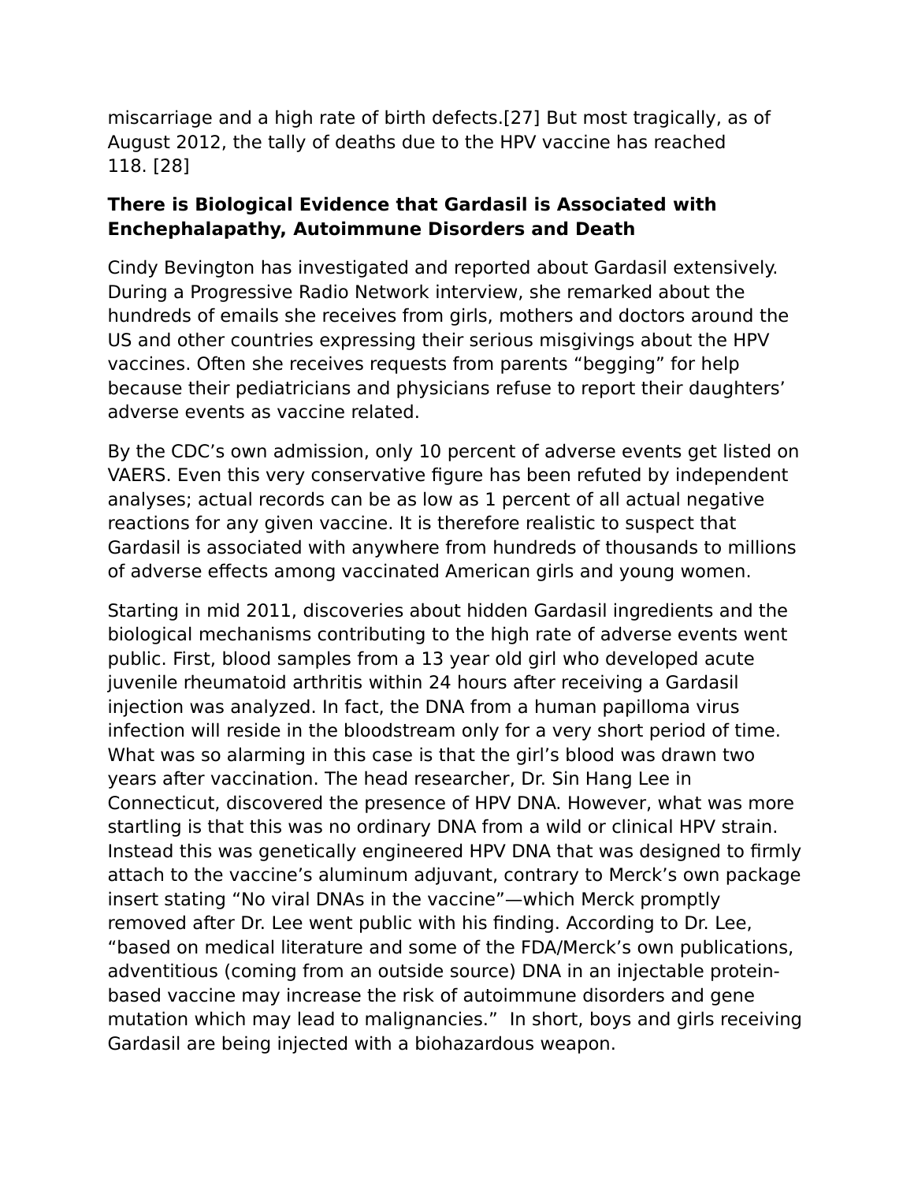miscarriage and a high rate of birth defects.[27] But most tragically, as of August 2012, the tally of deaths due to the HPV vaccine has reached 118. [28]

**There is Biological Evidence that Gardasil is Associated with Enchephalapathy, Autoimmune Disorders and Death**

Cindy Bevington has investigated and reported about Gardasil extensively. During a Progressive Radio Network interview, she remarked about the hundreds of emails she receives from girls, mothers and doctors around the US and other countries expressing their serious misgivings about the HPV vaccines. Often she receives requests from parents "begging" for help because their pediatricians and physicians refuse to report their daughters' adverse events as vaccine related.

By the CDC's own admission, only 10 percent of adverse events get listed on VAERS. Even this very conservative figure has been refuted by independent analyses; actual records can be as low as 1 percent of all actual negative reactions for any given vaccine. It is therefore realistic to suspect that Gardasil is associated with anywhere from hundreds of thousands to millions of adverse effects among vaccinated American girls and young women.

Starting in mid 2011, discoveries about hidden Gardasil ingredients and the biological mechanisms contributing to the high rate of adverse events went public. First, blood samples from a 13 year old girl who developed acute juvenile rheumatoid arthritis within 24 hours after receiving a Gardasil injection was analyzed. In fact, the DNA from a human papilloma virus infection will reside in the bloodstream only for a very short period of time. What was so alarming in this case is that the girl's blood was drawn two years after vaccination. The head researcher, Dr. Sin Hang Lee in Connecticut, discovered the presence of HPV DNA. However, what was more startling is that this was no ordinary DNA from a wild or clinical HPV strain. Instead this was genetically engineered HPV DNA that was designed to firmly attach to the vaccine's aluminum adjuvant, contrary to Merck's own package insert stating "No viral DNAs in the vaccine"—which Merck promptly removed after Dr. Lee went public with his finding. According to Dr. Lee, "based on medical literature and some of the FDA/Merck's own publications, adventitious (coming from an outside source) DNA in an injectable protein-based vaccine may increase the risk of autoimmune disorders and gene mutation which may lead to malignancies." In short, boys and girls receiving Gardasil are being injected with a biohazardous weapon.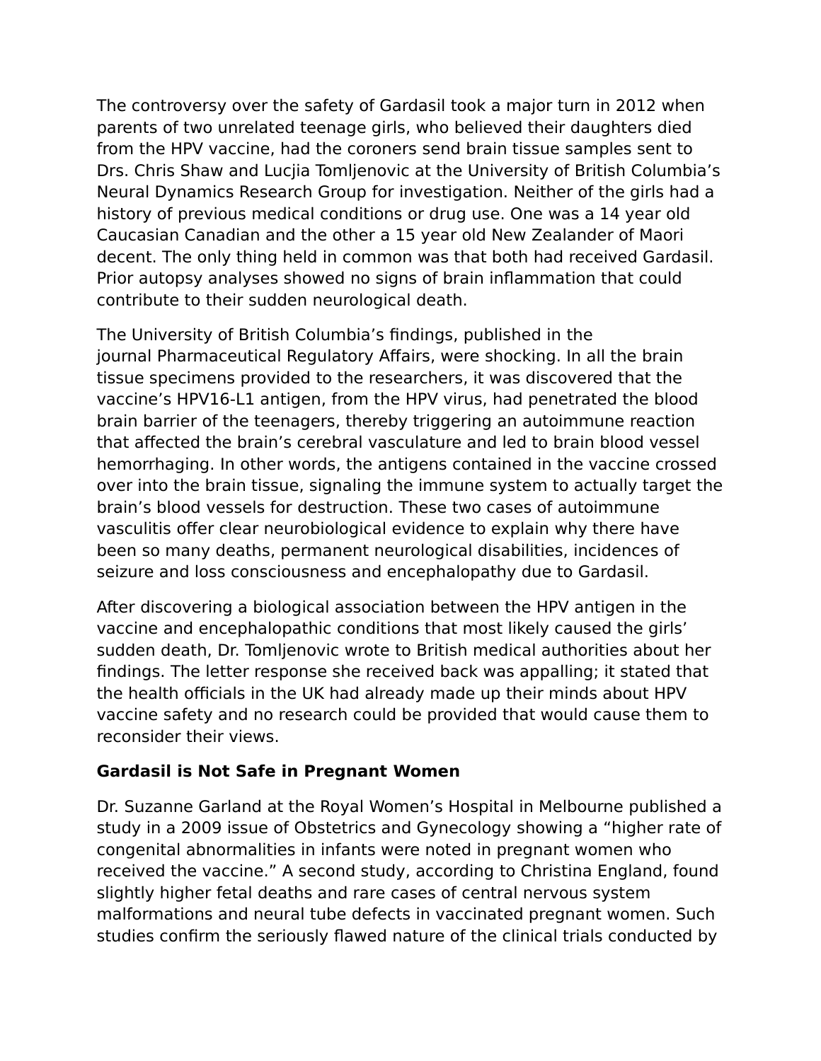The controversy over the safety of Gardasil took a major turn in 2012 when parents of two unrelated teenage girls, who believed their daughters died from the HPV vaccine, had the coroners send brain tissue samples sent to Drs. Chris Shaw and Lucjia Tomljenovic at the University of British Columbia's Neural Dynamics Research Group for investigation. Neither of the girls had a history of previous medical conditions or drug use. One was a 14 year old Caucasian Canadian and the other a 15 year old New Zealander of Maori decent. The only thing held in common was that both had received Gardasil. Prior autopsy analyses showed no signs of brain inflammation that could contribute to their sudden neurological death.

The University of British Columbia's findings, published in the journal Pharmaceutical Regulatory Affairs, were shocking. In all the brain tissue specimens provided to the researchers, it was discovered that the vaccine's HPV16-L1 antigen, from the HPV virus, had penetrated the blood brain barrier of the teenagers, thereby triggering an autoimmune reaction that affected the brain's cerebral vasculature and led to brain blood vessel hemorrhaging. In other words, the antigens contained in the vaccine crossed over into the brain tissue, signaling the immune system to actually target the brain's blood vessels for destruction. These two cases of autoimmune vasculitis offer clear neurobiological evidence to explain why there have been so many deaths, permanent neurological disabilities, incidences of seizure and loss consciousness and encephalopathy due to Gardasil.

After discovering a biological association between the HPV antigen in the vaccine and encephalopathic conditions that most likely caused the girls' sudden death, Dr. Tomljenovic wrote to British medical authorities about her findings. The letter response she received back was appalling; it stated that the health officials in the UK had already made up their minds about HPV vaccine safety and no research could be provided that would cause them to reconsider their views.

**Gardasil is Not Safe in Pregnant Women**

Dr. Suzanne Garland at the Royal Women's Hospital in Melbourne published a study in a 2009 issue of Obstetrics and Gynecology showing a "higher rate of congenital abnormalities in infants were noted in pregnant women who received the vaccine." A second study, according to Christina England, found slightly higher fetal deaths and rare cases of central nervous system malformations and neural tube defects in vaccinated pregnant women. Such studies confirm the seriously flawed nature of the clinical trials conducted by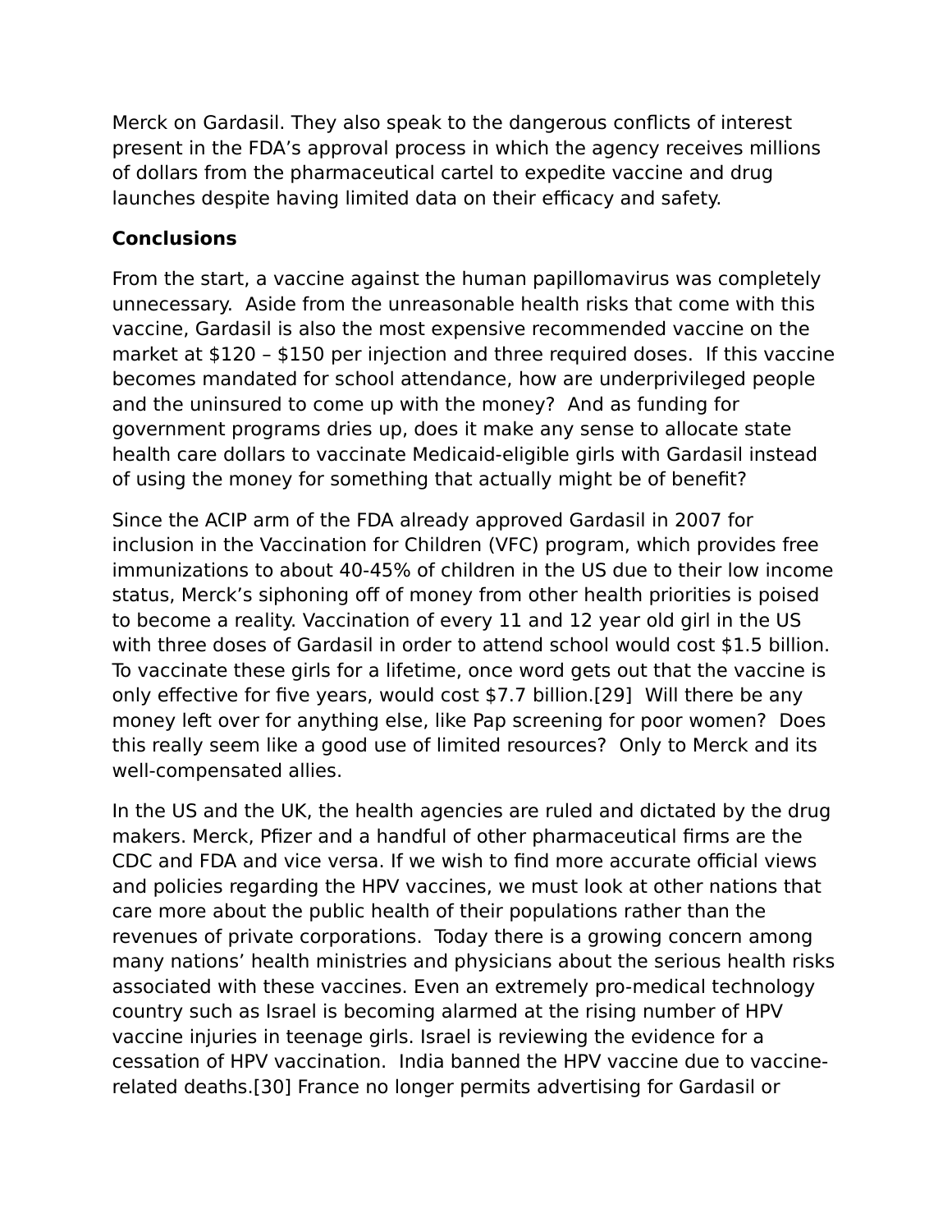Merck on Gardasil. They also speak to the dangerous conflicts of interest present in the FDA's approval process in which the agency receives millions of dollars from the pharmaceutical cartel to expedite vaccine and drug launches despite having limited data on their efficacy and safety.

**Conclusions**

From the start, a vaccine against the human papillomavirus was completely unnecessary. Aside from the unreasonable health risks that come with this vaccine, Gardasil is also the most expensive recommended vaccine on the market at $120 – $150 per injection and three required doses. If this vaccine becomes mandated for school attendance, how are underprivileged people and the uninsured to come up with the money? And as funding for government programs dries up, does it make any sense to allocate state health care dollars to vaccinate Medicaid-eligible girls with Gardasil instead of using the money for something that actually might be of benefit?

Since the ACIP arm of the FDA already approved Gardasil in 2007 for inclusion in the Vaccination for Children (VFC) program, which provides free immunizations to about 40-45% of children in the US due to their low income status, Merck's siphoning off of money from other health priorities is poised to become a reality. Vaccination of every 11 and 12 year old girl in the US with three doses of Gardasil in order to attend school would cost $1.5 billion. To vaccinate these girls for a lifetime, once word gets out that the vaccine is only effective for five years, would cost $7.7 billion.[29] Will there be any money left over for anything else, like Pap screening for poor women? Does this really seem like a good use of limited resources? Only to Merck and its well-compensated allies.

In the US and the UK, the health agencies are ruled and dictated by the drug makers. Merck, Pfizer and a handful of other pharmaceutical firms are the CDC and FDA and vice versa. If we wish to find more accurate official views and policies regarding the HPV vaccines, we must look at other nations that care more about the public health of their populations rather than the revenues of private corporations. Today there is a growing concern among many nations' health ministries and physicians about the serious health risks associated with these vaccines. Even an extremely pro-medical technology country such as Israel is becoming alarmed at the rising number of HPV vaccine injuries in teenage girls. Israel is reviewing the evidence for a cessation of HPV vaccination. India banned the HPV vaccine due to vaccine-related deaths.[30] France no longer permits advertising for Gardasil or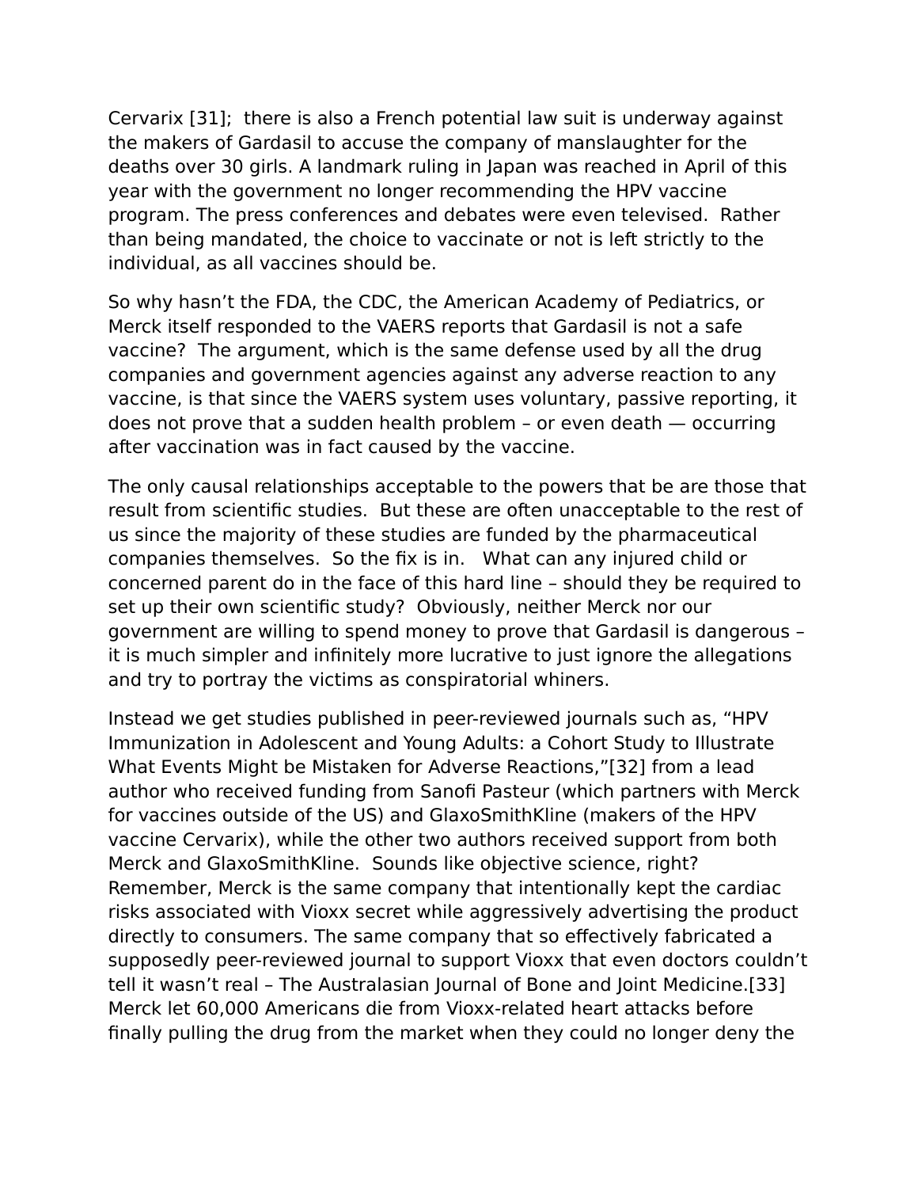Cervarix [31]; there is also a French potential law suit is underway against the makers of Gardasil to accuse the company of manslaughter for the deaths over 30 girls. A landmark ruling in Japan was reached in April of this year with the government no longer recommending the HPV vaccine program. The press conferences and debates were even televised. Rather than being mandated, the choice to vaccinate or not is left strictly to the individual, as all vaccines should be.

So why hasn't the FDA, the CDC, the American Academy of Pediatrics, or Merck itself responded to the VAERS reports that Gardasil is not a safe vaccine? The argument, which is the same defense used by all the drug companies and government agencies against any adverse reaction to any vaccine, is that since the VAERS system uses voluntary, passive reporting, it does not prove that a sudden health problem – or even death — occurring after vaccination was in fact caused by the vaccine.

The only causal relationships acceptable to the powers that be are those that result from scientific studies. But these are often unacceptable to the rest of us since the majority of these studies are funded by the pharmaceutical companies themselves. So the fix is in. What can any injured child or concerned parent do in the face of this hard line – should they be required to set up their own scientific study? Obviously, neither Merck nor our government are willing to spend money to prove that Gardasil is dangerous – it is much simpler and infinitely more lucrative to just ignore the allegations and try to portray the victims as conspiratorial whiners.

Instead we get studies published in peer-reviewed journals such as, "HPV Immunization in Adolescent and Young Adults: a Cohort Study to Illustrate What Events Might be Mistaken for Adverse Reactions,"[32] from a lead author who received funding from Sanofi Pasteur (which partners with Merck for vaccines outside of the US) and GlaxoSmithKline (makers of the HPV vaccine Cervarix), while the other two authors received support from both Merck and GlaxoSmithKline. Sounds like objective science, right? Remember, Merck is the same company that intentionally kept the cardiac risks associated with Vioxx secret while aggressively advertising the product directly to consumers. The same company that so effectively fabricated a supposedly peer-reviewed journal to support Vioxx that even doctors couldn't tell it wasn't real – The Australasian Journal of Bone and Joint Medicine.[33] Merck let 60,000 Americans die from Vioxx-related heart attacks before finally pulling the drug from the market when they could no longer deny the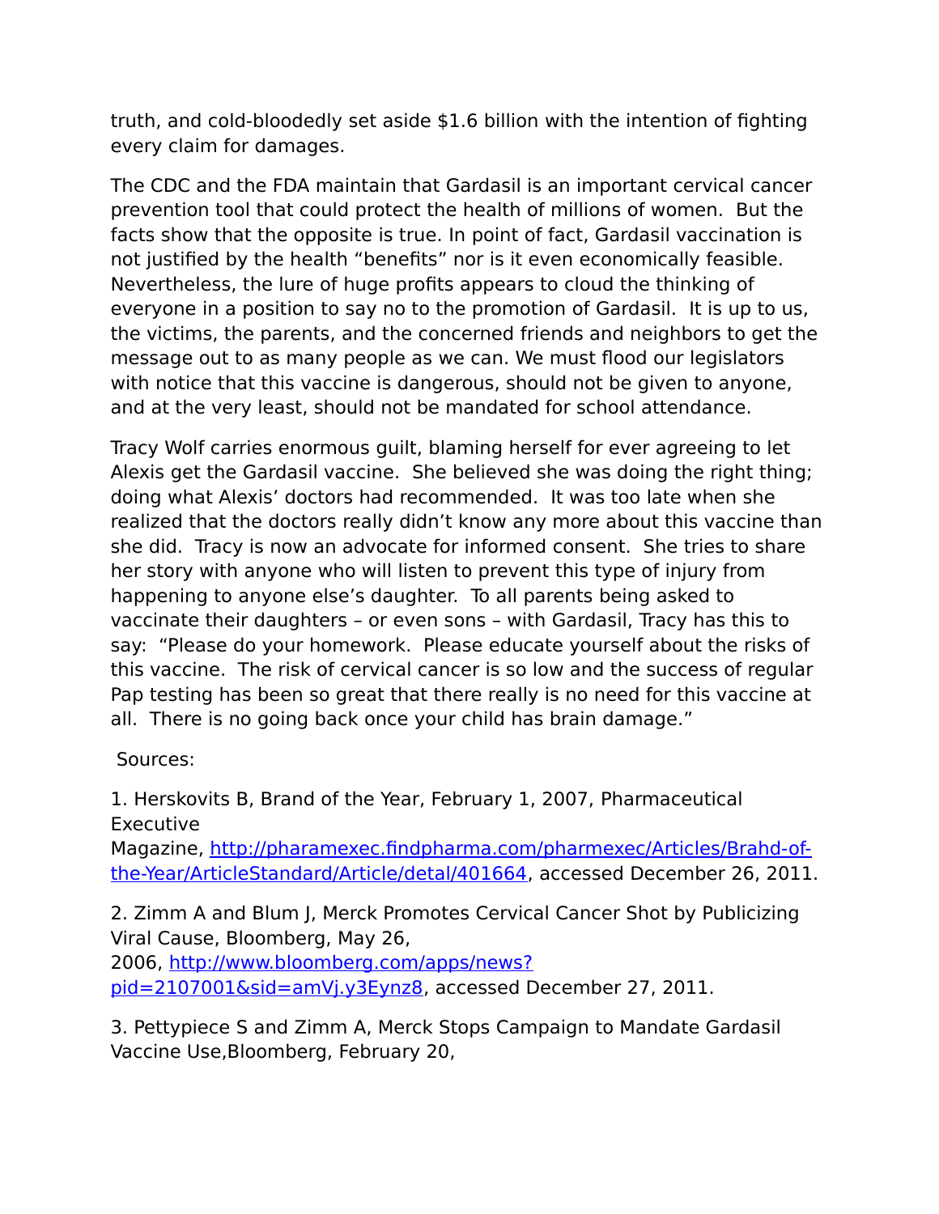truth, and cold-bloodedly set aside $1.6 billion with the intention of fighting every claim for damages.

The CDC and the FDA maintain that Gardasil is an important cervical cancer prevention tool that could protect the health of millions of women. But the facts show that the opposite is true. In point of fact, Gardasil vaccination is not justified by the health "benefits" nor is it even economically feasible. Nevertheless, the lure of huge profits appears to cloud the thinking of everyone in a position to say no to the promotion of Gardasil. It is up to us, the victims, the parents, and the concerned friends and neighbors to get the message out to as many people as we can. We must flood our legislators with notice that this vaccine is dangerous, should not be given to anyone, and at the very least, should not be mandated for school attendance.

Tracy Wolf carries enormous guilt, blaming herself for ever agreeing to let Alexis get the Gardasil vaccine. She believed she was doing the right thing; doing what Alexis' doctors had recommended. It was too late when she realized that the doctors really didn't know any more about this vaccine than she did. Tracy is now an advocate for informed consent. She tries to share her story with anyone who will listen to prevent this type of injury from happening to anyone else's daughter. To all parents being asked to vaccinate their daughters – or even sons – with Gardasil, Tracy has this to say: "Please do your homework. Please educate yourself about the risks of this vaccine. The risk of cervical cancer is so low and the success of regular Pap testing has been so great that there really is no need for this vaccine at all. There is no going back once your child has brain damage."

Sources:

1. Herskovits B, Brand of the Year, February 1, 2007, Pharmaceutical Executive Magazine, [http://pharamexec.findpharma.com/pharmexec/Articles/Brahd-of-the-Year/ArticleStandard/Article/detal/401664](http://pharamexec.findpharma.com/pharmexec/Articles/Brahd-of-the-Year/ArticleStandard/Article/detal/401664), accessed December 26, 2011.

2. Zimm A and Blum J, Merck Promotes Cervical Cancer Shot by Publicizing Viral Cause, Bloomberg, May 26, 2006, [http://www.bloomberg.com/apps/news?pid=2107001&sid=amVj.y3Eynz8](http://www.bloomberg.com/apps/news?pid=2107001&sid=amVj.y3Eynz8), accessed December 27, 2011.

3. Pettypiece S and Zimm A, Merck Stops Campaign to Mandate Gardasil Vaccine Use,Bloomberg, February 20,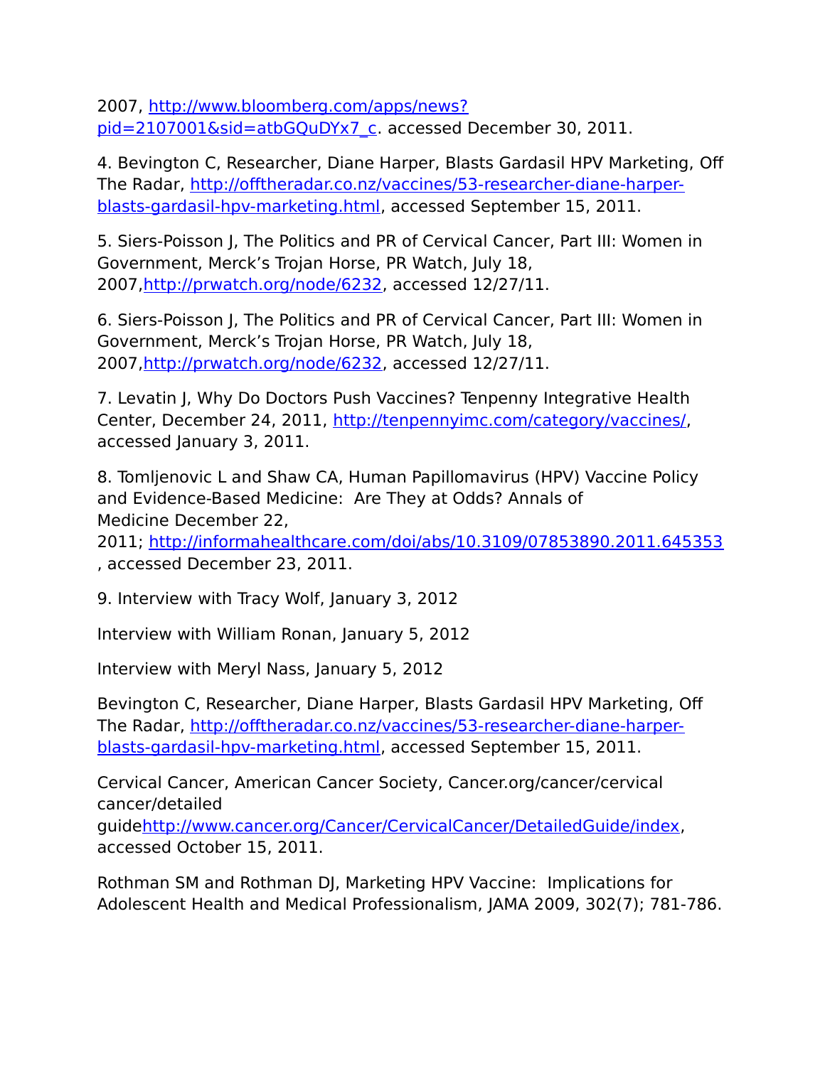2007, http://www.bloomberg.com/apps/news?pid=2107001&sid=atbGQuDYx7_c. accessed December 30, 2011.

4. Bevington C, Researcher, Diane Harper, Blasts Gardasil HPV Marketing, Off The Radar, http://offtheradar.co.nz/vaccines/53-researcher-diane-harper-blasts-gardasil-hpv-marketing.html, accessed September 15, 2011.

5. Siers-Poisson J, The Politics and PR of Cervical Cancer, Part III: Women in Government, Merck's Trojan Horse, PR Watch, July 18, 2007,http://prwatch.org/node/6232, accessed 12/27/11.

6. Siers-Poisson J, The Politics and PR of Cervical Cancer, Part III: Women in Government, Merck's Trojan Horse, PR Watch, July 18, 2007,http://prwatch.org/node/6232, accessed 12/27/11.

7. Levatin J, Why Do Doctors Push Vaccines? Tenpenny Integrative Health Center, December 24, 2011, http://tenpennyimc.com/category/vaccines/, accessed January 3, 2011.

8. Tomljenovic L and Shaw CA, Human Papillomavirus (HPV) Vaccine Policy and Evidence-Based Medicine: Are They at Odds? Annals of Medicine December 22, 2011; http://informahealthcare.com/doi/abs/10.3109/07853890.2011.645353, accessed December 23, 2011.

9. Interview with Tracy Wolf, January 3, 2012

Interview with William Ronan, January 5, 2012

Interview with Meryl Nass, January 5, 2012

Bevington C, Researcher, Diane Harper, Blasts Gardasil HPV Marketing, Off The Radar, http://offtheradar.co.nz/vaccines/53-researcher-diane-harper-blasts-gardasil-hpv-marketing.html, accessed September 15, 2011.

Cervical Cancer, American Cancer Society, Cancer.org/cancer/cervical cancer/detailed guidehttp://www.cancer.org/Cancer/CervicalCancer/DetailedGuide/index, accessed October 15, 2011.

Rothman SM and Rothman DJ, Marketing HPV Vaccine: Implications for Adolescent Health and Medical Professionalism, JAMA 2009, 302(7); 781-786.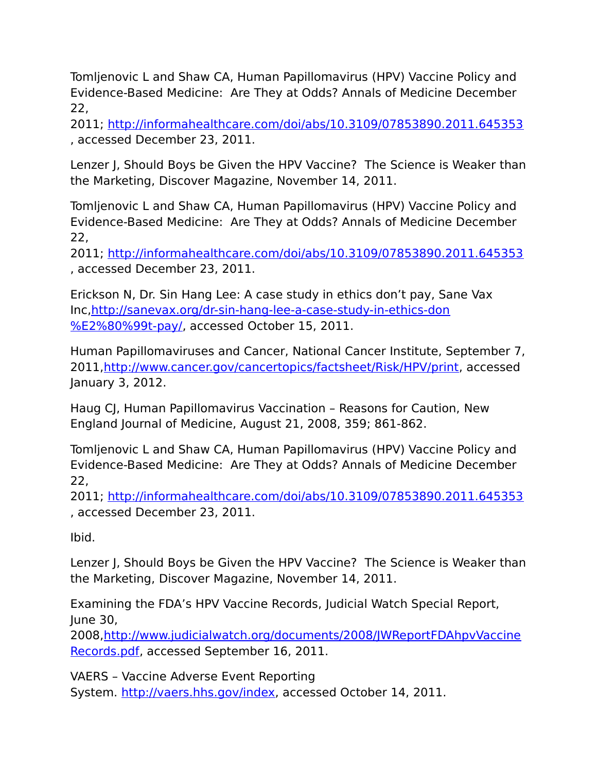Tomljenovic L and Shaw CA, Human Papillomavirus (HPV) Vaccine Policy and Evidence-Based Medicine: Are They at Odds? Annals of Medicine December 22, 2011; http://informahealthcare.com/doi/abs/10.3109/07853890.2011.645353, accessed December 23, 2011.

Lenzer J, Should Boys be Given the HPV Vaccine? The Science is Weaker than the Marketing, Discover Magazine, November 14, 2011.

Tomljenovic L and Shaw CA, Human Papillomavirus (HPV) Vaccine Policy and Evidence-Based Medicine: Are They at Odds? Annals of Medicine December 22, 2011; http://informahealthcare.com/doi/abs/10.3109/07853890.2011.645353, accessed December 23, 2011.

Erickson N, Dr. Sin Hang Lee: A case study in ethics don't pay, Sane Vax Inc,http://sanevax.org/dr-sin-hang-lee-a-case-study-in-ethics-don%E2%80%99t-pay/, accessed October 15, 2011.

Human Papillomaviruses and Cancer, National Cancer Institute, September 7, 2011,http://www.cancer.gov/cancertopics/factsheet/Risk/HPV/print, accessed January 3, 2012.

Haug CJ, Human Papillomavirus Vaccination – Reasons for Caution, New England Journal of Medicine, August 21, 2008, 359; 861-862.

Tomljenovic L and Shaw CA, Human Papillomavirus (HPV) Vaccine Policy and Evidence-Based Medicine: Are They at Odds? Annals of Medicine December 22, 2011; http://informahealthcare.com/doi/abs/10.3109/07853890.2011.645353, accessed December 23, 2011.

Ibid.

Lenzer J, Should Boys be Given the HPV Vaccine? The Science is Weaker than the Marketing, Discover Magazine, November 14, 2011.

Examining the FDA's HPV Vaccine Records, Judicial Watch Special Report, June 30, 2008,http://www.judicialwatch.org/documents/2008/JWReportFDAhpvVaccineRecords.pdf, accessed September 16, 2011.

VAERS – Vaccine Adverse Event Reporting System. http://vaers.hhs.gov/index, accessed October 14, 2011.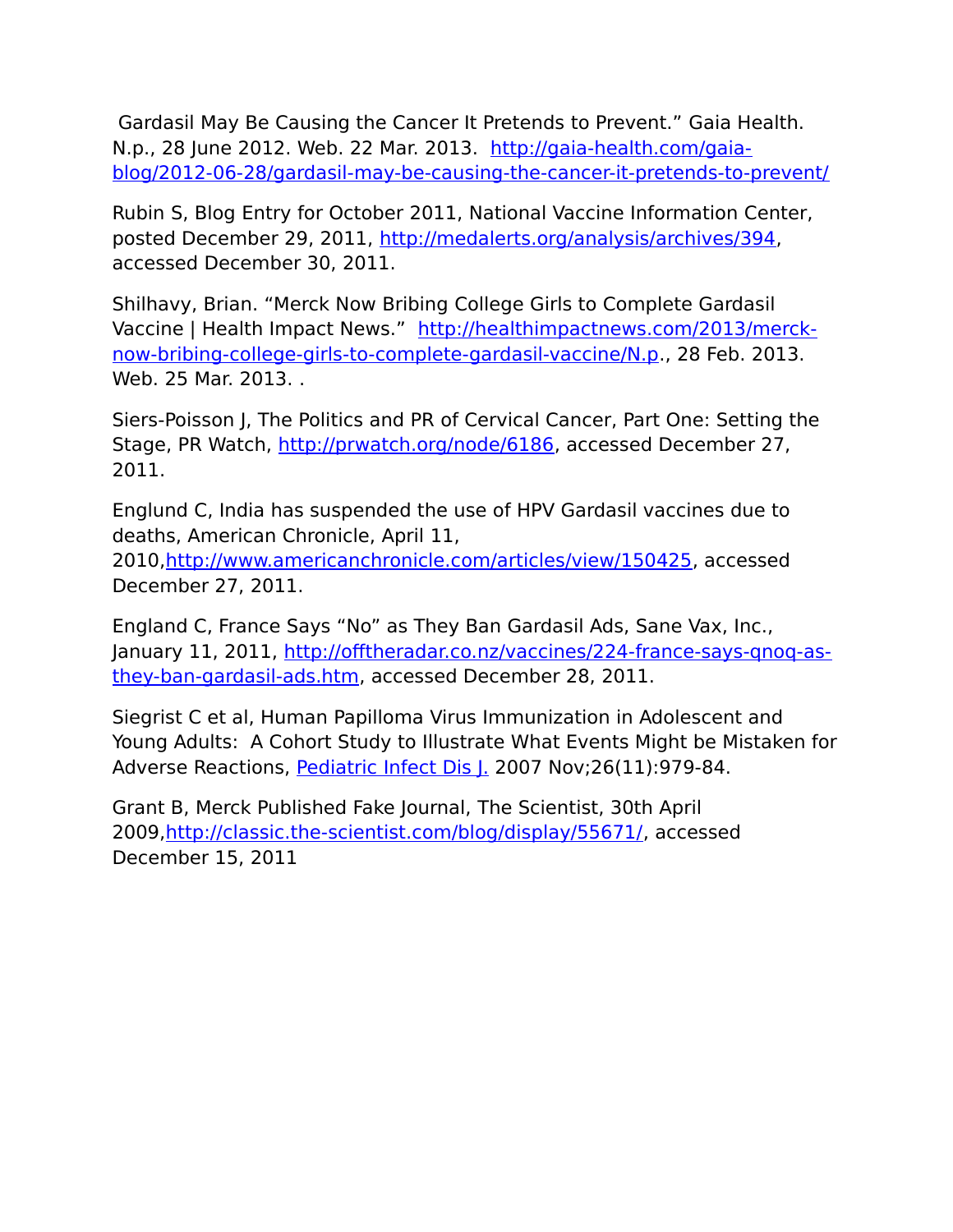Gardasil May Be Causing the Cancer It Pretends to Prevent." Gaia Health. N.p., 28 June 2012. Web. 22 Mar. 2013. [http://gaia-health.com/gaia-blog/2012-06-28/gardasil-may-be-causing-the-cancer-it-pretends-to-prevent/](http://gaia-health.com/gaia-blog/2012-06-28/gardasil-may-be-causing-the-cancer-it-pretends-to-prevent/)

Rubin S, Blog Entry for October 2011, National Vaccine Information Center, posted December 29, 2011, [http://medalerts.org/analysis/archives/394](http://medalerts.org/analysis/archives/394), accessed December 30, 2011.

Shilhavy, Brian. "Merck Now Bribing College Girls to Complete Gardasil Vaccine | Health Impact News." [http://healthimpactnews.com/2013/merck-now-bribing-college-girls-to-complete-gardasil-vaccine/N.p](http://healthimpactnews.com/2013/merck-now-bribing-college-girls-to-complete-gardasil-vaccine/N.p)., 28 Feb. 2013. Web. 25 Mar. 2013. .

Siers-Poisson J, The Politics and PR of Cervical Cancer, Part One: Setting the Stage, PR Watch, [http://prwatch.org/node/6186](http://prwatch.org/node/6186), accessed December 27, 2011.

Englund C, India has suspended the use of HPV Gardasil vaccines due to deaths, American Chronicle, April 11, 2010,[http://www.americanchronicle.com/articles/view/150425](http://www.americanchronicle.com/articles/view/150425), accessed December 27, 2011.

England C, France Says "No" as They Ban Gardasil Ads, Sane Vax, Inc., January 11, 2011, [http://offtheradar.co.nz/vaccines/224-france-says-qnoq-as-they-ban-gardasil-ads.htm](http://offtheradar.co.nz/vaccines/224-france-says-qnoq-as-they-ban-gardasil-ads.htm), accessed December 28, 2011.

Siegrist C et al, Human Papilloma Virus Immunization in Adolescent and Young Adults: A Cohort Study to Illustrate What Events Might be Mistaken for Adverse Reactions, Pediatric Infect Dis J. 2007 Nov;26(11):979-84.

Grant B, Merck Published Fake Journal, The Scientist, 30th April 2009,[http://classic.the-scientist.com/blog/display/55671/](http://classic.the-scientist.com/blog/display/55671/), accessed December 15, 2011